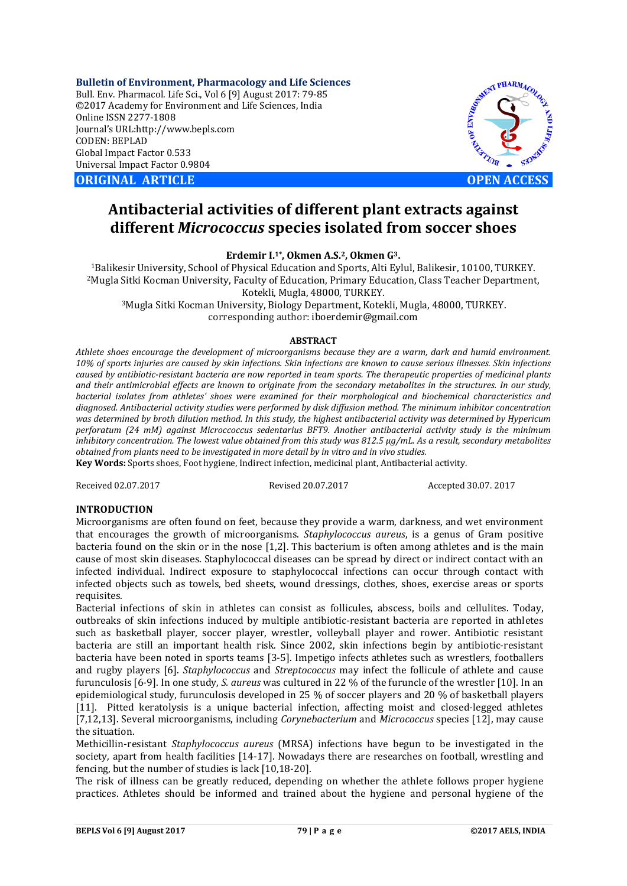**Bulletin of Environment, Pharmacology and Life Sciences**
Bull. Env. Pharmacol. Life Sci., Vol 6 [9] August 2017: 79-85
©2017 Academy for Environment and Life Sciences, India
Online ISSN 2277-1808
Journal's URL:http://www.bepls.com
CODEN: BEPLAD
Global Impact Factor 0.533
Universal Impact Factor 0.9804

**ORIGINAL ARTICLE** **OPEN ACCESS**

# Antibacterial activities of different plant extracts against different *Micrococcus* species isolated from soccer shoes

**Erdemir I.[1*], Okmen A.S.[2], Okmen G[3].**

[1]Balikesir University, School of Physical Education and Sports, Alti Eylul, Balikesir, 10100, TURKEY.
[2]Mugla Sitki Kocman University, Faculty of Education, Primary Education, Class Teacher Department, Kotekli, Mugla, 48000, TURKEY.
[3]Mugla Sitki Kocman University, Biology Department, Kotekli, Mugla, 48000, TURKEY.
corresponding author: iboerdemir@gmail.com

**ABSTRACT**

*Athlete shoes encourage the development of microorganisms because they are a warm, dark and humid environment. 10% of sports injuries are caused by skin infections. Skin infections are known to cause serious illnesses. Skin infections caused by antibiotic-resistant bacteria are now reported in team sports. The therapeutic properties of medicinal plants and their antimicrobial effects are known to originate from the secondary metabolites in the structures. In our study, bacterial isolates from athletes' shoes were examined for their morphological and biochemical characteristics and diagnosed. Antibacterial activity studies were performed by disk diffusion method. The minimum inhibitor concentration was determined by broth dilution method. In this study, the highest antibacterial activity was determined by Hypericum perforatum (24 mM) against Micrococcus sedentarius BFT9. Another antibacterial activity study is the minimum inhibitory concentration. The lowest value obtained from this study was 812.5 µg/mL. As a result, secondary metabolites obtained from plants need to be investigated in more detail by in vitro and in vivo studies.*

**Key Words:** Sports shoes, Foot hygiene, Indirect infection, medicinal plant, Antibacterial activity.

Received 02.07.2017 Revised 20.07.2017 Accepted 30.07. 2017

## INTRODUCTION

Microorganisms are often found on feet, because they provide a warm, darkness, and wet environment that encourages the growth of microorganisms. *Staphylococcus aureus*, is a genus of Gram positive bacteria found on the skin or in the nose [1,2]. This bacterium is often among athletes and is the main cause of most skin diseases. Staphylococcal diseases can be spread by direct or indirect contact with an infected individual. Indirect exposure to staphylococcal infections can occur through contact with infected objects such as towels, bed sheets, wound dressings, clothes, shoes, exercise areas or sports requisites.

Bacterial infections of skin in athletes can consist as follicules, abscess, boils and cellulites. Today, outbreaks of skin infections induced by multiple antibiotic-resistant bacteria are reported in athletes such as basketball player, soccer player, wrestler, volleyball player and rower. Antibiotic resistant bacteria are still an important health risk. Since 2002, skin infections begin by antibiotic-resistant bacteria have been noted in sports teams [3-5]. Impetigo infects athletes such as wrestlers, footballers and rugby players [6]. *Staphylococcus* and *Streptococcus* may infect the follicule of athlete and cause furunculosis [6-9]. In one study, *S. aureus* was cultured in 22 % of the furuncle of the wrestler [10]. In an epidemiological study, furunculosis developed in 25 % of soccer players and 20 % of basketball players [11]. Pitted keratolysis is a unique bacterial infection, affecting moist and closed-legged athletes [7,12,13]. Several microorganisms, including *Corynebacterium* and *Micrococcus* species [12], may cause the situation.

Methicillin-resistant *Staphylococcus aureus* (MRSA) infections have begun to be investigated in the society, apart from health facilities [14-17]. Nowadays there are researches on football, wrestling and fencing, but the number of studies is lack [10,18-20].

The risk of illness can be greatly reduced, depending on whether the athlete follows proper hygiene practices. Athletes should be informed and trained about the hygiene and personal hygiene of the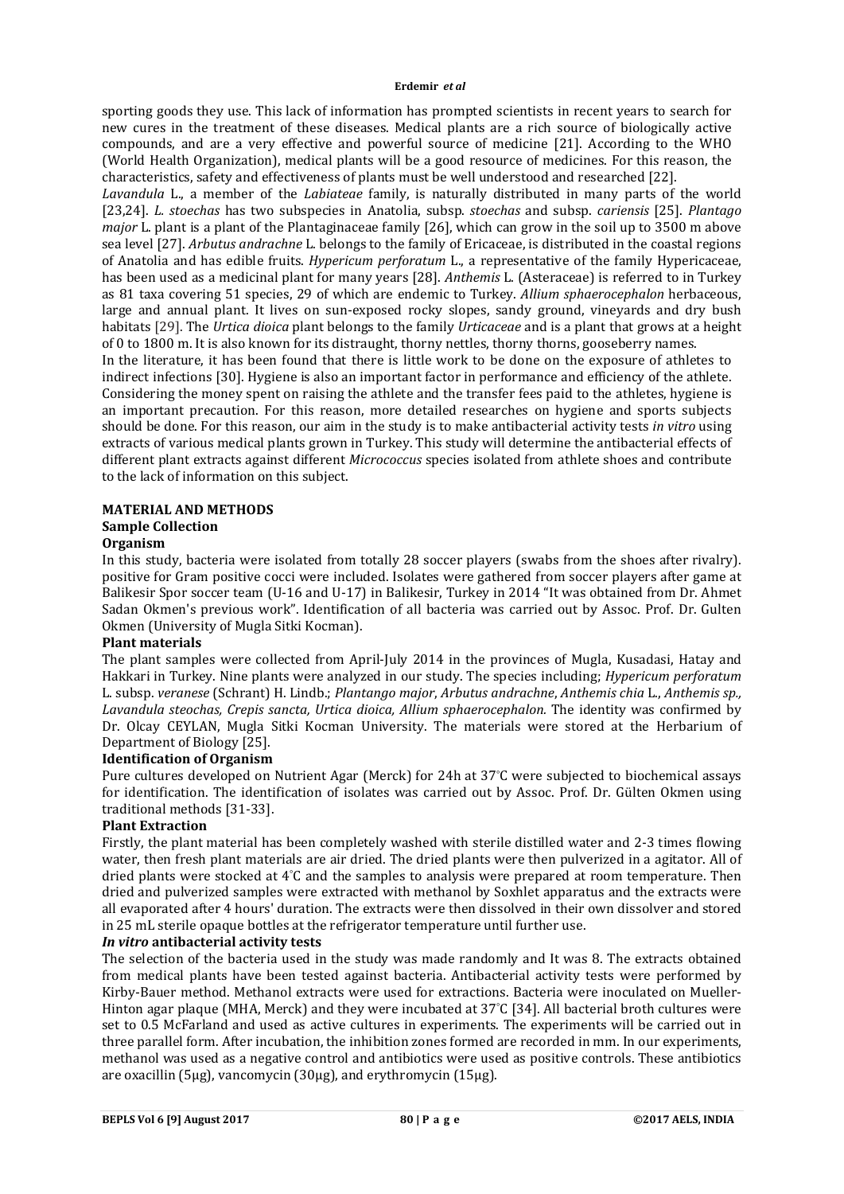sporting goods they use. This lack of information has prompted scientists in recent years to search for new cures in the treatment of these diseases. Medical plants are a rich source of biologically active compounds, and are a very effective and powerful source of medicine [21]. According to the WHO (World Health Organization), medical plants will be a good resource of medicines. For this reason, the characteristics, safety and effectiveness of plants must be well understood and researched [22].

*Lavandula* L., a member of the *Labiateae* family, is naturally distributed in many parts of the world [23,24]. *L. stoechas* has two subspecies in Anatolia, subsp. *stoechas* and subsp. *cariensis* [25]. *Plantago major* L. plant is a plant of the Plantaginaceae family [26], which can grow in the soil up to 3500 m above sea level [27]. *Arbutus andrachne* L. belongs to the family of Ericaceae, is distributed in the coastal regions of Anatolia and has edible fruits. *Hypericum perforatum* L., a representative of the family Hypericaceae, has been used as a medicinal plant for many years [28]. *Anthemis* L. (Asteraceae) is referred to in Turkey as 81 taxa covering 51 species, 29 of which are endemic to Turkey. *Allium sphaerocephalon* herbaceous, large and annual plant. It lives on sun-exposed rocky slopes, sandy ground, vineyards and dry bush habitats [29]. The *Urtica dioica* plant belongs to the family *Urticaceae* and is a plant that grows at a height of 0 to 1800 m. It is also known for its distraught, thorny nettles, thorny thorns, gooseberry names.

In the literature, it has been found that there is little work to be done on the exposure of athletes to indirect infections [30]. Hygiene is also an important factor in performance and efficiency of the athlete. Considering the money spent on raising the athlete and the transfer fees paid to the athletes, hygiene is an important precaution. For this reason, more detailed researches on hygiene and sports subjects should be done. For this reason, our aim in the study is to make antibacterial activity tests *in vitro* using extracts of various medical plants grown in Turkey. This study will determine the antibacterial effects of different plant extracts against different *Micrococcus* species isolated from athlete shoes and contribute to the lack of information on this subject.

## MATERIAL AND METHODS

### Sample Collection

#### Organism

In this study, bacteria were isolated from totally 28 soccer players (swabs from the shoes after rivalry). positive for Gram positive cocci were included. Isolates were gathered from soccer players after game at Balikesir Spor soccer team (U-16 and U-17) in Balikesir, Turkey in 2014 "It was obtained from Dr. Ahmet Sadan Okmen's previous work". Identification of all bacteria was carried out by Assoc. Prof. Dr. Gulten Okmen (University of Mugla Sitki Kocman).

#### Plant materials

The plant samples were collected from April-July 2014 in the provinces of Mugla, Kusadasi, Hatay and Hakkari in Turkey. Nine plants were analyzed in our study. The species including; *Hypericum perforatum* L. subsp. *veranese* (Schrant) H. Lindb.; *Plantango major*, *Arbutus andrachne*, *Anthemis chia* L., *Anthemis sp., Lavandula steochas, Crepis sancta, Urtica dioica, Allium sphaerocephalon.* The identity was confirmed by Dr. Olcay CEYLAN, Mugla Sitki Kocman University. The materials were stored at the Herbarium of Department of Biology [25].

#### Identification of Organism

Pure cultures developed on Nutrient Agar (Merck) for 24h at 37°C were subjected to biochemical assays for identification. The identification of isolates was carried out by Assoc. Prof. Dr. Gülten Okmen using traditional methods [31-33].

#### Plant Extraction

Firstly, the plant material has been completely washed with sterile distilled water and 2-3 times flowing water, then fresh plant materials are air dried. The dried plants were then pulverized in a agitator. All of dried plants were stocked at 4°C and the samples to analysis were prepared at room temperature. Then dried and pulverized samples were extracted with methanol by Soxhlet apparatus and the extracts were all evaporated after 4 hours' duration. The extracts were then dissolved in their own dissolver and stored in 25 mL sterile opaque bottles at the refrigerator temperature until further use.

#### *In vitro* antibacterial activity tests

The selection of the bacteria used in the study was made randomly and It was 8. The extracts obtained from medical plants have been tested against bacteria. Antibacterial activity tests were performed by Kirby-Bauer method. Methanol extracts were used for extractions. Bacteria were inoculated on Mueller-Hinton agar plaque (MHA, Merck) and they were incubated at 37°C [34]. All bacterial broth cultures were set to 0.5 McFarland and used as active cultures in experiments. The experiments will be carried out in three parallel form. After incubation, the inhibition zones formed are recorded in mm. In our experiments, methanol was used as a negative control and antibiotics were used as positive controls. These antibiotics are oxacillin (5μg), vancomycin (30μg), and erythromycin (15μg).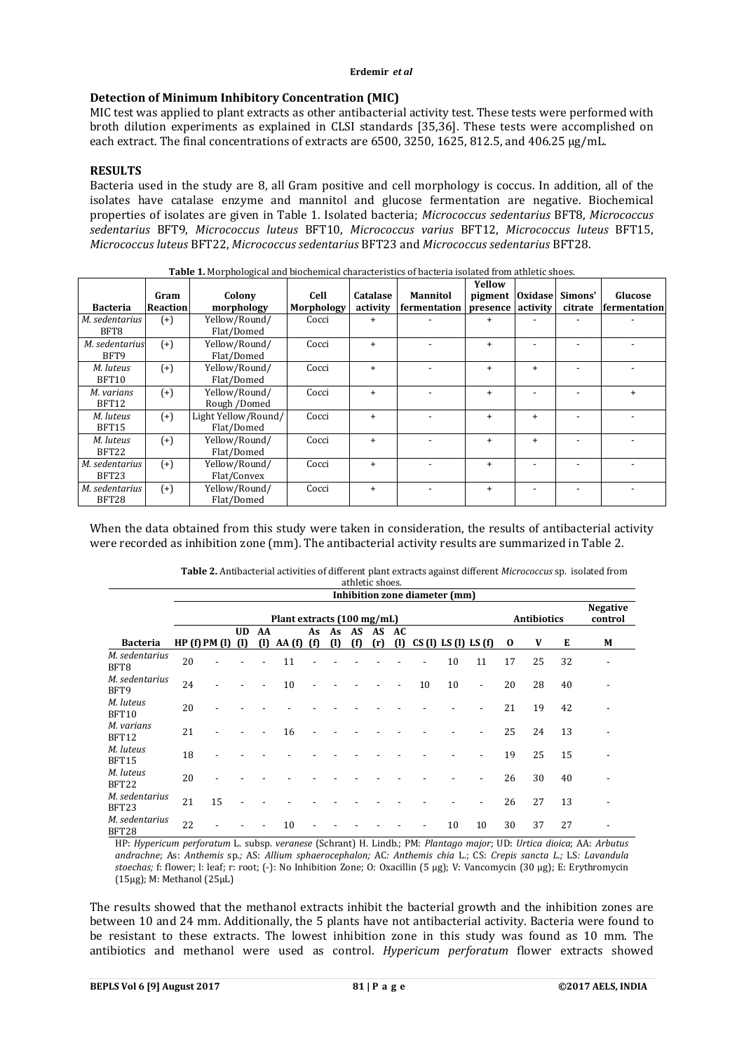## Detection of Minimum Inhibitory Concentration (MIC)

MIC test was applied to plant extracts as other antibacterial activity test. These tests were performed with broth dilution experiments as explained in CLSI standards [35,36]. These tests were accomplished on each extract. The final concentrations of extracts are 6500, 3250, 1625, 812.5, and 406.25 μg/mL.

## RESULTS

Bacteria used in the study are 8, all Gram positive and cell morphology is coccus. In addition, all of the isolates have catalase enzyme and mannitol and glucose fermentation are negative. Biochemical properties of isolates are given in Table 1. Isolated bacteria; *Micrococcus sedentarius* BFT8, *Micrococcus sedentarius* BFT9, *Micrococcus luteus* BFT10, *Micrococcus varius* BFT12, *Micrococcus luteus* BFT15, *Micrococcus luteus* BFT22, *Micrococcus sedentarius* BFT23 and *Micrococcus sedentarius* BFT28.

**Table 1.** Morphological and biochemical characteristics of bacteria isolated from athletic shoes.

| Bacteria | Gram Reaction | Colony morphology | Cell Morphology | Catalase activity | Mannitol fermentation | Yellow pigment presence | Oxidase activity | Simons' citrate | Glucose fermentation |
|---|---|---|---|---|---|---|---|---|---|
| *M. sedentarius* BFT8 | (+) | Yellow/Round/ Flat/Domed | Cocci | + | - | + | - | - | - |
| *M. sedentarius* BFT9 | (+) | Yellow/Round/ Flat/Domed | Cocci | + | - | + | - | - | - |
| *M. luteus* BFT10 | (+) | Yellow/Round/ Flat/Domed | Cocci | + | - | + | + | - | - |
| *M. varians* BFT12 | (+) | Yellow/Round/ Rough /Domed | Cocci | + | - | + | - | - | + |
| *M. luteus* BFT15 | (+) | Light Yellow/Round/ Flat/Domed | Cocci | + | - | + | + | - | - |
| *M. luteus* BFT22 | (+) | Yellow/Round/ Flat/Domed | Cocci | + | - | + | + | - | - |
| *M. sedentarius* BFT23 | (+) | Yellow/Round/ Flat/Convex | Cocci | + | - | + | - | - | - |
| *M. sedentarius* BFT28 | (+) | Yellow/Round/ Flat/Domed | Cocci | + | - | + | - | - | - |

When the data obtained from this study were taken in consideration, the results of antibacterial activity were recorded as inhibition zone (mm). The antibacterial activity results are summarized in Table 2.

**Table 2.** Antibacterial activities of different plant extracts against different *Micrococcus* sp. isolated from athletic shoes.

| | Inhibition zone diameter (mm) | | | | | | | | | | | | | | | | |
|---|---|---|---|---|---|---|---|---|---|---|---|---|---|---|---|---|---|
| | Plant extracts (100 mg/mL) | | | | | | | | | | | | | Antibiotics | | | Negative control |
| **Bacteria** | HP (f) | PM (l) | UD (l) | AA (l) | AA (f) | As (f) | As (l) | AS (f) | AS (r) | AC (l) | CS (l) | LS (l) | LS (f) | O | V | E | M |
| *M. sedentarius* BFT8 | 20 | - | - | - | 11 | - | - | - | - | - | - | 10 | 11 | 17 | 25 | 32 | - |
| *M. sedentarius* BFT9 | 24 | - | - | - | 10 | - | - | - | - | - | 10 | 10 | - | 20 | 28 | 40 | - |
| *M. luteus* BFT10 | 20 | - | - | - | - | - | - | - | - | - | - | - | - | 21 | 19 | 42 | - |
| *M. varians* BFT12 | 21 | - | - | - | 16 | - | - | - | - | - | - | - | - | 25 | 24 | 13 | - |
| *M. luteus* BFT15 | 18 | - | - | - | - | - | - | - | - | - | - | - | - | 19 | 25 | 15 | - |
| *M. luteus* BFT22 | 20 | - | - | - | - | - | - | - | - | - | - | - | - | 26 | 30 | 40 | - |
| *M. sedentarius* BFT23 | 21 | 15 | - | - | - | - | - | - | - | - | - | - | - | 26 | 27 | 13 | - |
| *M. sedentarius* BFT28 | 22 | - | - | - | 10 | - | - | - | - | - | - | 10 | 10 | 30 | 37 | 27 | - |

HP: *Hypericum perforatum* L. subsp. *veranese* (Schrant) H. Lindb.; PM: *Plantago major*; UD: *Urtica dioica*; AA: *Arbutus andrachne*; As: *Anthemis* sp.; AS: *Allium sphaerocephalon;* AC: *Anthemis chia* L.; CS: *Crepis sancta L.;* LS: *Lavandula stoechas;* f: flower; l: leaf; r: root; (-): No Inhibition Zone; O: Oxacillin (5 μg); V: Vancomycin (30 μg); E: Erythromycin (15μg); M: Methanol (25μL)

The results showed that the methanol extracts inhibit the bacterial growth and the inhibition zones are between 10 and 24 mm. Additionally, the 5 plants have not antibacterial activity. Bacteria were found to be resistant to these extracts. The lowest inhibition zone in this study was found as 10 mm. The antibiotics and methanol were used as control. *Hypericum perforatum* flower extracts showed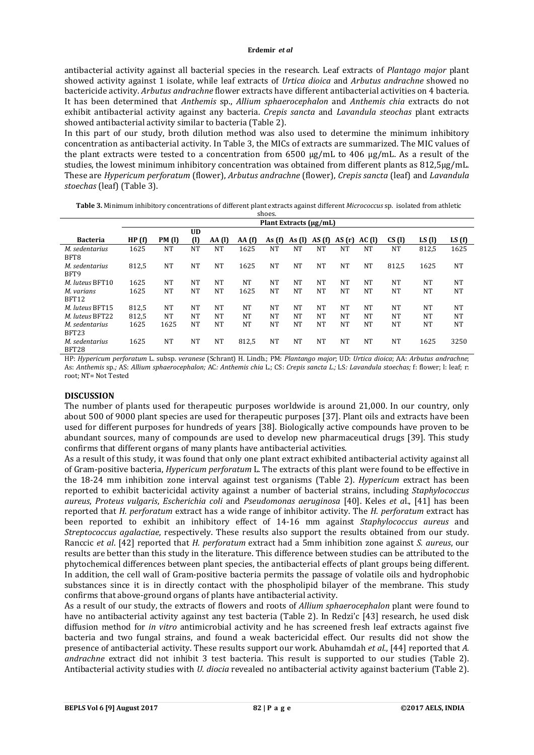antibacterial activity against all bacterial species in the research. Leaf extracts of *Plantago major* plant showed activity against 1 isolate, while leaf extracts of *Urtica dioica* and *Arbutus andrachne* showed no bactericide activity. *Arbutus andrachne* flower extracts have different antibacterial activities on 4 bacteria. It has been determined that *Anthemis* sp., *Allium sphaerocephalon* and *Anthemis chia* extracts do not exhibit antibacterial activity against any bacteria. *Crepis sancta* and *Lavandula steochas* plant extracts showed antibacterial activity similar to bacteria (Table 2).

In this part of our study, broth dilution method was also used to determine the minimum inhibitory concentration as antibacterial activity. In Table 3, the MICs of extracts are summarized. The MIC values of the plant extracts were tested to a concentration from 6500 µg/mL to 406 µg/mL. As a result of the studies, the lowest minimum inhibitory concentration was obtained from different plants as 812,5µg/mL. These are *Hypericum perforatum* (flower), *Arbutus andrachne* (flower), *Crepis sancta* (leaf) and *Lavandula stoechas* (leaf) (Table 3).

**Table 3.** Minimum inhibitory concentrations of different plant extracts against different *Micrococcus* sp. isolated from athletic shoes.

| | Plant Extracts (µg/mL) | | | | | | | | | | | | |
|---|---|---|---|---|---|---|---|---|---|---|---|---|---|
| **Bacteria** | **HP (f)** | **PM (l)** | **UD (l)** | **AA (l)** | **AA (f)** | **As (f)** | **As (l)** | **AS (f)** | **AS (r)** | **AC (l)** | **CS (l)** | **LS (l)** | **LS (f)** |
| *M. sedentarius* BFT8 | 1625 | NT | NT | NT | 1625 | NT | NT | NT | NT | NT | NT | 812,5 | 1625 |
| *M. sedentarius* BFT9 | 812,5 | NT | NT | NT | 1625 | NT | NT | NT | NT | NT | 812,5 | 1625 | NT |
| *M. luteus* BFT10 | 1625 | NT | NT | NT | NT | NT | NT | NT | NT | NT | NT | NT | NT |
| *M. varians* BFT12 | 1625 | NT | NT | NT | 1625 | NT | NT | NT | NT | NT | NT | NT | NT |
| *M. luteus* BFT15 | 812,5 | NT | NT | NT | NT | NT | NT | NT | NT | NT | NT | NT | NT |
| *M. luteus* BFT22 | 812,5 | NT | NT | NT | NT | NT | NT | NT | NT | NT | NT | NT | NT |
| *M. sedentarius* BFT23 | 1625 | 1625 | NT | NT | NT | NT | NT | NT | NT | NT | NT | NT | NT |
| *M. sedentarius* BFT28 | 1625 | NT | NT | NT | 812,5 | NT | NT | NT | NT | NT | NT | 1625 | 3250 |

HP: *Hypericum perforatum* L. subsp. *veranese* (Schrant) H. Lindb.; PM: *Plantago major*; UD: *Urtica dioica*; AA: *Arbutus andrachne*; As: *Anthemis* sp.; AS: *Allium sphaerocephalon;* AC: *Anthemis chia* L.; CS: *Crepis sancta L.;* LS: *Lavandula stoechas;* f: flower; l: leaf; r: root; NT= Not Tested

## DISCUSSION

The number of plants used for therapeutic purposes worldwide is around 21,000. In our country, only about 500 of 9000 plant species are used for therapeutic purposes [37]. Plant oils and extracts have been used for different purposes for hundreds of years [38]. Biologically active compounds have proven to be abundant sources, many of compounds are used to develop new pharmaceutical drugs [39]. This study confirms that different organs of many plants have antibacterial activities.

As a result of this study, it was found that only one plant extract exhibited antibacterial activity against all of Gram-positive bacteria, *Hypericum perforatum* L. The extracts of this plant were found to be effective in the 18-24 mm inhibition zone interval against test organisms (Table 2). *Hypericum* extract has been reported to exhibit bactericidal activity against a number of bacterial strains, including *Staphylococcus aureus*, *Proteus vulgaris*, *Escherichia coli* and *Pseudomonas aeruginosa* [40]. Keles *et a*l., [41] has been reported that *H. perforatum* extract has a wide range of inhibitor activity. The *H. perforatum* extract has been reported to exhibit an inhibitory effect of 14-16 mm against *Staphylococcus aureus* and *Streptococcus agalactiae*, respectively. These results also support the results obtained from our study. Ranccic *et al*. [42] reported that *H. perforatum* extract had a 5mm inhibition zone against *S. aureus*, our results are better than this study in the literature. This difference between studies can be attributed to the phytochemical differences between plant species, the antibacterial effects of plant groups being different. In addition, the cell wall of Gram-positive bacteria permits the passage of volatile oils and hydrophobic substances since it is in directly contact with the phospholipid bilayer of the membrane. This study confirms that above-ground organs of plants have antibacterial activity.

As a result of our study, the extracts of flowers and roots of *Allium sphaerocephalon* plant were found to have no antibacterial activity against any test bacteria (Table 2). In Redzi'c [43] research, he used disk diffusion method for *in vitro* antimicrobial activity and he has screened fresh leaf extracts against five bacteria and two fungal strains, and found a weak bactericidal effect. Our results did not show the presence of antibacterial activity. These results support our work. Abuhamdah *et al*., [44] reported that *A. andrachne* extract did not inhibit 3 test bacteria. This result is supported to our studies (Table 2). Antibacterial activity studies with *U. diocia* revealed no antibacterial activity against bacterium (Table 2).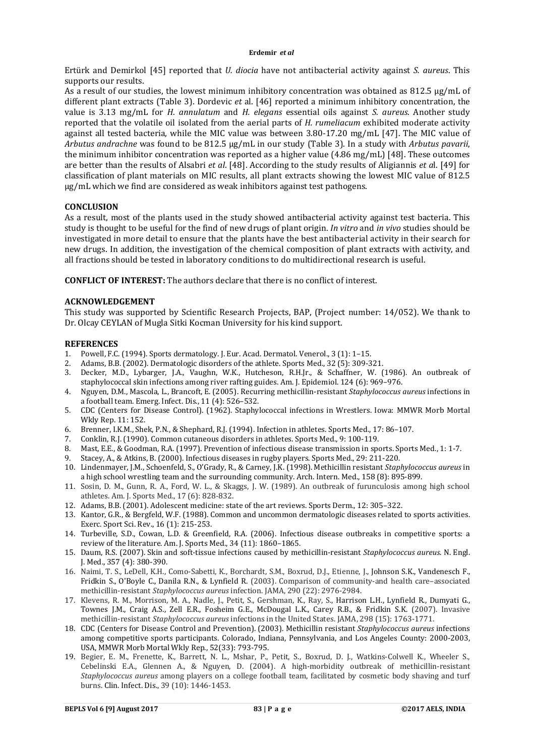Ertürk and Demirkol [45] reported that *U. diocia* have not antibacterial activity against *S. aureus*. This supports our results.

As a result of our studies, the lowest minimum inhibitory concentration was obtained as 812.5 µg/mL of different plant extracts (Table 3). Dordevic *et* al. [46] reported a minimum inhibitory concentration, the value is 3.13 mg/mL for *H. annulatum* and *H. elegans* essential oils against *S. aureus*. Another study reported that the volatile oil isolated from the aerial parts of *H. rumeliacum* exhibited moderate activity against all tested bacteria, while the MIC value was between 3.80-17.20 mg/mL [47]. The MIC value of *Arbutus andrachne* was found to be 812.5 µg/mL in our study (Table 3). In a study with *Arbutus pavarii*, the minimum inhibitor concentration was reported as a higher value (4.86 mg/mL) [48]. These outcomes are better than the results of Alsabri *et al*. [48]. According to the study results of Aligiannis *et a*l. [49] for classification of plant materials on MIC results, all plant extracts showing the lowest MIC value of 812.5 µg/mL which we find are considered as weak inhibitors against test pathogens.

## CONCLUSION

As a result, most of the plants used in the study showed antibacterial activity against test bacteria. This study is thought to be useful for the find of new drugs of plant origin. *In vitro* and *in vivo* studies should be investigated in more detail to ensure that the plants have the best antibacterial activity in their search for new drugs. In addition, the investigation of the chemical composition of plant extracts with activity, and all fractions should be tested in laboratory conditions to do multidirectional research is useful.

**CONFLICT OF INTEREST:** The authors declare that there is no conflict of interest.

## ACKNOWLEDGEMENT

This study was supported by Scientific Research Projects, BAP, (Project number: 14/052). We thank to Dr. Olcay CEYLAN of Mugla Sitki Kocman University for his kind support.

## REFERENCES

1. Powell, F.C. (1994). Sports dermatology. J. Eur. Acad. Dermatol. Venerol., 3 (1): 1–15.
2. Adams, B.B. (2002). Dermatologic disorders of the athlete. Sports Med., 32 (5): 309-321.
3. Decker, M.D., Lybarger, J.A., Vaughn, W.K., Hutcheson, R.H.Jr., & Schaffner, W. (1986). An outbreak of staphylococcal skin infections among river rafting guides. Am. J. Epidemiol. 124 (6): 969–976.
4. Nguyen, D.M., Mascola, L., Brancoft, E. (2005). Recurring methicillin-resistant *Staphylococcus aureus* infections in a football team. Emerg. Infect. Dis., 11 (4): 526–532.
5. CDC (Centers for Disease Control). (1962). Staphylococcal infections in Wrestlers. Iowa: MMWR Morb Mortal Wkly Rep. 11: 152.
6. Brenner, I.K.M., Shek, P.N., & Shephard, R.J. (1994). Infection in athletes. Sports Med., 17: 86–107.
7. Conklin, R.J. (1990). Common cutaneous disorders in athletes. Sports Med., 9: 100-119.
8. Mast, E.E., & Goodman, R.A. (1997). Prevention of infectious disease transmission in sports. Sports Med., 1: 1-7.
9. Stacey, A., & Atkins, B. (2000). Infectious diseases in rugby players. Sports Med., 29: 211-220.
10. Lindenmayer, J.M., Schoenfeld, S., O'Grady, R., & Carney, J.K. (1998). Methicillin resistant *Staphylococcus aureus* in a high school wrestling team and the surrounding community. Arch. Intern. Med., 158 (8): 895-899.
11. Sosin, D. M., Gunn, R. A., Ford, W. L., & Skaggs, J. W. (1989). An outbreak of furunculosis among high school athletes. Am. J. Sports Med., 17 (6): 828-832.
12. Adams, B.B. (2001). Adolescent medicine: state of the art reviews. Sports Derm., 12: 305–322.
13. Kantor, G.R., & Bergfeld, W.F. (1988). Common and uncommon dermatologic diseases related to sports activities. Exerc. Sport Sci. Rev., 16 (1): 215-253.
14. Turbeville, S.D., Cowan, L.D. & Greenfield, R.A. (2006). Infectious disease outbreaks in competitive sports: a review of the literature. Am. J. Sports Med., 34 (11): 1860–1865.
15. Daum, R.S. (2007). Skin and soft-tissue infections caused by methicillin-resistant *Staphylococcus aureus*. N. Engl. J. Med., 357 (4): 380-390.
16. Naimi, T. S., LeDell, K.H., Como-Sabetti, K., Borchardt, S.M., Boxrud, D.J., Etienne, J., Johnson S.K., Vandenesch F., Fridkin S., O'Boyle C., Danila R.N., & Lynfield R. (2003). Comparison of community-and health care–associated methicillin-resistant *Staphylococcus aureus* infection. JAMA, 290 (22): 2976-2984.
17. Klevens, R. M., Morrison, M. A., Nadle, J., Petit, S., Gershman, K., Ray, S., Harrison L.H., Lynfield R., Dumyati G., Townes J.M., Craig A.S., Zell E.R., Fosheim G.E., McDougal L.K., Carey R.B., & Fridkin S.K. (2007). Invasive methicillin-resistant *Staphylococcus aureus* infections in the United States. JAMA, 298 (15): 1763-1771.
18. CDC (Centers for Disease Control and Prevention). (2003). Methicillin resistant *Staphylococcus aureus* infections among competitive sports participants. Colorado, Indiana, Pennsylvania, and Los Angeles County: 2000-2003, USA, MMWR Morb Mortal Wkly Rep., 52(33): 793-795.
19. Begier, E. M., Frenette, K., Barrett, N. L., Mshar, P., Petit, S., Boxrud, D. J., Watkins-Colwell K., Wheeler S., Cebelinski E.A., Glennen A., & Nguyen, D. (2004). A high-morbidity outbreak of methicillin-resistant *Staphylococcus aureus* among players on a college football team, facilitated by cosmetic body shaving and turf burns. Clin. Infect. Dis., 39 (10): 1446-1453.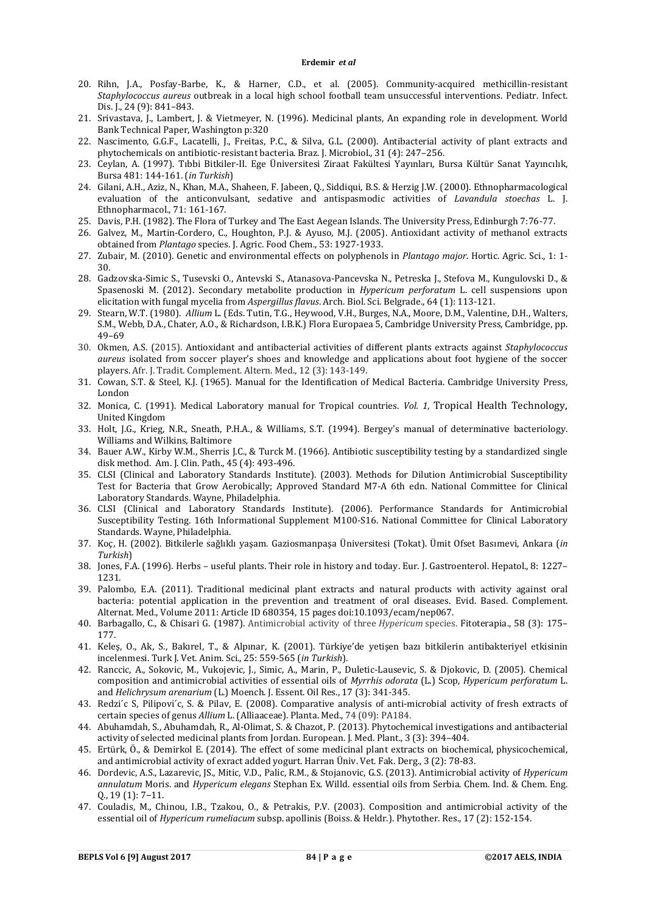20. Rihn, J.A., Posfay-Barbe, K., & Harner, C.D., et al. (2005). Community-acquired methicillin-resistant *Staphylococcus aureus* outbreak in a local high school football team unsuccessful interventions. Pediatr. Infect. Dis. J., 24 (9): 841–843.
21. Srivastava, J., Lambert, J. & Vietmeyer, N. (1996). Medicinal plants, An expanding role in development. World Bank Technical Paper, Washington p:320
22. Nascimento, G.G.F., Lacatelli, J., Freitas, P.C., & Silva, G.L. (2000). Antibacterial activity of plant extracts and phytochemicals on antibiotic-resistant bacteria. Braz. J. Microbiol., 31 (4): 247–256.
23. Ceylan, A. (1997). Tıbbi Bitkiler-II. Ege Üniversitesi Ziraat Fakültesi Yayınları, Bursa Kültür Sanat Yayıncılık, Bursa 481: 144-161. (*in Turkish*)
24. Gilani, A.H., Aziz, N., Khan, M.A., Shaheen, F. Jabeen, Q., Siddiqui, B.S. & Herzig J.W. (2000). Ethnopharmacological evaluation of the anticonvulsant, sedative and antispasmodic activities of *Lavandula stoechas* L. J. Ethnopharmacol., 71: 161-167.
25. Davis, P.H. (1982). The Flora of Turkey and The East Aegean Islands. The University Press, Edinburgh 7:76-77.
26. Galvez, M., Martin-Cordero, C., Houghton, P.J. & Ayuso, M.J. (2005). Antioxidant activity of methanol extracts obtained from *Plantago* species. J. Agric. Food Chem., 53: 1927-1933.
27. Zubair, M. (2010). Genetic and environmental effects on polyphenols in *Plantago major*. Hortic. Agric. Sci., 1: 1-30.
28. Gadzovska-Simic S., Tusevski O., Antevski S., Atanasova-Pancevska N., Petreska J., Stefova M., Kungulovski D., & Spasenoski M. (2012). Secondary metabolite production in *Hypericum perforatum* L. cell suspensions upon elicitation with fungal mycelia from *Aspergillus flavus*. Arch. Biol. Sci. Belgrade., 64 (1): 113-121.
29. Stearn, W.T. (1980). *Allium* L. (Eds. Tutin, T.G., Heywood, V.H., Burges, N.A., Moore, D.M., Valentine, D.H., Walters, S.M., Webb, D.A., Chater, A.O., & Richardson, I.B.K.) Flora Europaea 5, Cambridge University Press, Cambridge, pp. 49–69
30. Okmen, A.S. (2015). Antioxidant and antibacterial activities of different plants extracts against *Staphylococcus aureus* isolated from soccer player's shoes and knowledge and applications about foot hygiene of the soccer players. Afr. J. Tradit. Complement. Altern. Med., 12 (3): 143-149.
31. Cowan, S.T. & Steel, K.J. (1965). Manual for the Identification of Medical Bacteria. Cambridge University Press, London
32. Monica, C. (1991). Medical Laboratory manual for Tropical countries. *Vol. 1*, Tropical Health Technology, United Kingdom
33. Holt, J.G., Krieg, N.R., Sneath, P.H.A., & Williams, S.T. (1994). Bergey's manual of determinative bacteriology. Williams and Wilkins, Baltimore
34. Bauer A.W., Kirby W.M., Sherris J.C., & Turck M. (1966). Antibiotic susceptibility testing by a standardized single disk method. Am. J. Clin. Path., 45 (4): 493-496.
35. CLSI (Clinical and Laboratory Standards Institute). (2003). Methods for Dilution Antimicrobial Susceptibility Test for Bacteria that Grow Aerobically; Approved Standard M7-A 6th edn. National Committee for Clinical Laboratory Standards. Wayne, Philadelphia.
36. CLSI (Clinical and Laboratory Standards Institute). (2006). Performance Standards for Antimicrobial Susceptibility Testing. 16th Informational Supplement M100-S16. National Committee for Clinical Laboratory Standards. Wayne, Philadelphia.
37. Koç, H. (2002). Bitkilerle sağlıklı yaşam. Gaziosmanpaşa Üniversitesi (Tokat). Ümit Ofset Basımevi, Ankara (*in Turkish*)
38. Jones, F.A. (1996). Herbs – useful plants. Their role in history and today. Eur. J. Gastroenterol. Hepatol., 8: 1227–1231.
39. Palombo, E.A. (2011). Traditional medicinal plant extracts and natural products with activity against oral bacteria: potential application in the prevention and treatment of oral diseases. Evid. Based. Complement. Alternat. Med., Volume 2011: Article ID 680354, 15 pages doi:10.1093/ecam/nep067.
40. Barbagallo, C., & Chisari G. (1987). Antimicrobial activity of three *Hypericum* species. Fitoterapia., 58 (3): 175–177.
41. Keleş, O., Ak, S., Bakırel, T., & Alpınar, K. (2001). Türkiye'de yetişen bazı bitkilerin antibakteriyel etkisinin incelenmesi. Turk J. Vet. Anim. Sci., 25: 559-565 (*in Turkish*).
42. Ranccic, A., Sokovic, M., Vukojevic, J., Simic, A., Marin, P., Duletic-Lausevic, S. & Djokovic, D. (2005). Chemical composition and antimicrobial activities of essential oils of *Myrrhis odorata* (L.) Scop, *Hypericum perforatum* L. and *Helichrysum arenarium* (L.) Moench. J. Essent. Oil Res., 17 (3): 341-345.
43. Redzi´c S, Pilipovi´c, S. & Pilav, E. (2008). Comparative analysis of anti-microbial activity of fresh extracts of certain species of genus *Allium* L. (Alliaceae). Planta. Med., 74 (09): PA184.
44. Abuhamdah, S., Abuhamdah, R., Al-Olimat, S. & Chazot, P. (2013). Phytochemical investigations and antibacterial activity of selected medicinal plants from Jordan. European. J. Med. Plant., 3 (3): 394–404.
45. Ertürk, Ö., & Demirkol E. (2014). The effect of some medicinal plant extracts on biochemical, physicochemical, and antimicrobial activity of exract added yogurt. Harran Üniv. Vet. Fak. Derg., 3 (2): 78-83.
46. Dordevic, A.S., Lazarevic, JS., Mitic, V.D., Palic, R.M., & Stojanovic, G.S. (2013). Antimicrobial activity of *Hypericum annulatum* Moris. and *Hypericum elegans* Stephan Ex. Willd. essential oils from Serbia. Chem. Ind. & Chem. Eng. Q., 19 (1): 7–11.
47. Couladis, M., Chinou, I.B., Tzakou, O., & Petrakis, P.V. (2003). Composition and antimicrobial activity of the essential oil of *Hypericum rumeliacum* subsp. apollinis (Boiss. & Heldr.). Phytother. Res., 17 (2): 152-154.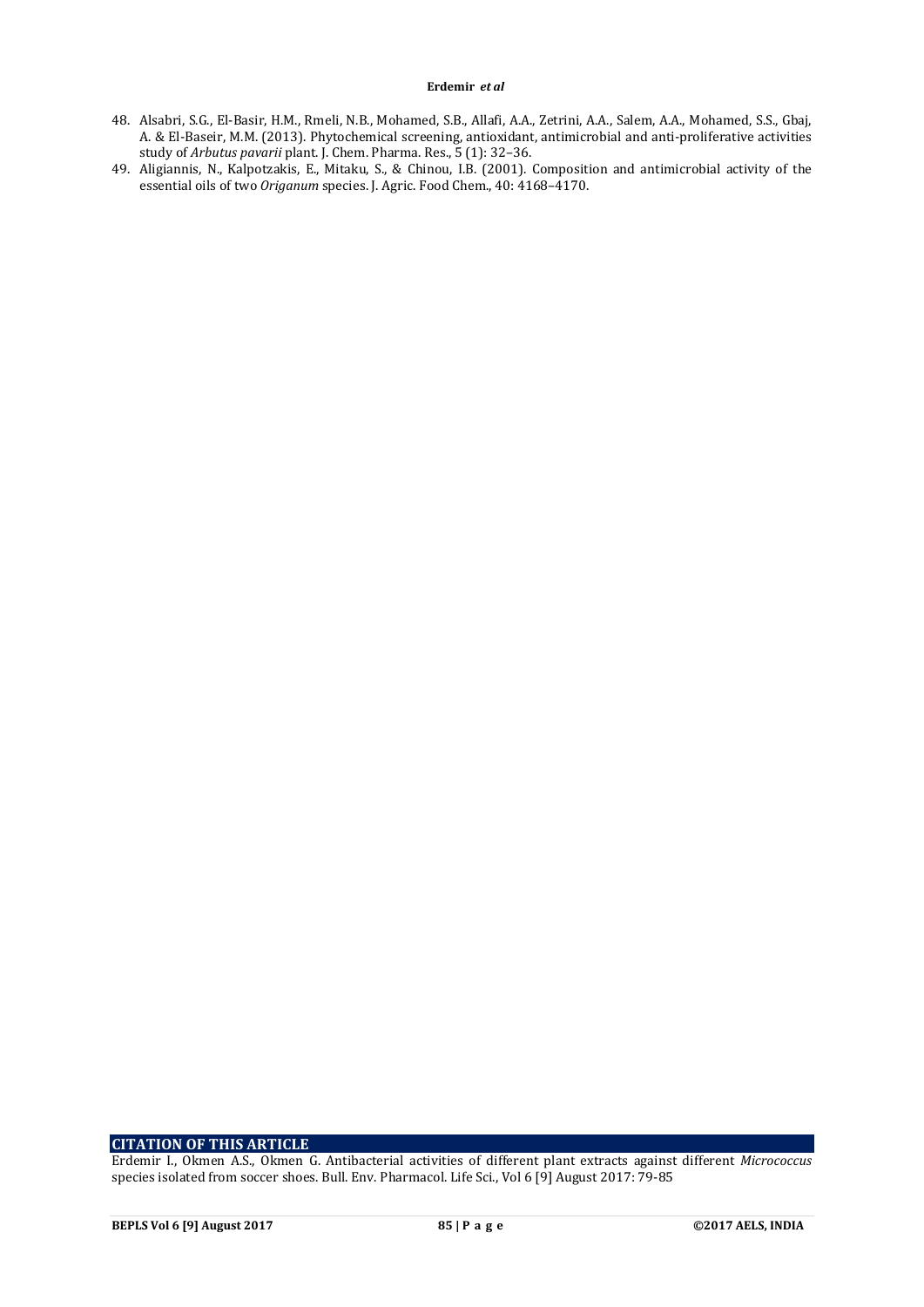48. Alsabri, S.G., El-Basir, H.M., Rmeli, N.B., Mohamed, S.B., Allafi, A.A., Zetrini, A.A., Salem, A.A., Mohamed, S.S., Gbaj, A. & El-Baseir, M.M. (2013). Phytochemical screening, antioxidant, antimicrobial and anti-proliferative activities study of *Arbutus pavarii* plant. J. Chem. Pharma. Res., 5 (1): 32–36.
49. Aligiannis, N., Kalpotzakis, E., Mitaku, S., & Chinou, I.B. (2001). Composition and antimicrobial activity of the essential oils of two *Origanum* species. J. Agric. Food Chem., 40: 4168–4170.

## CITATION OF THIS ARTICLE

Erdemir I., Okmen A.S., Okmen G. Antibacterial activities of different plant extracts against different *Micrococcus* species isolated from soccer shoes. Bull. Env. Pharmacol. Life Sci., Vol 6 [9] August 2017: 79-85